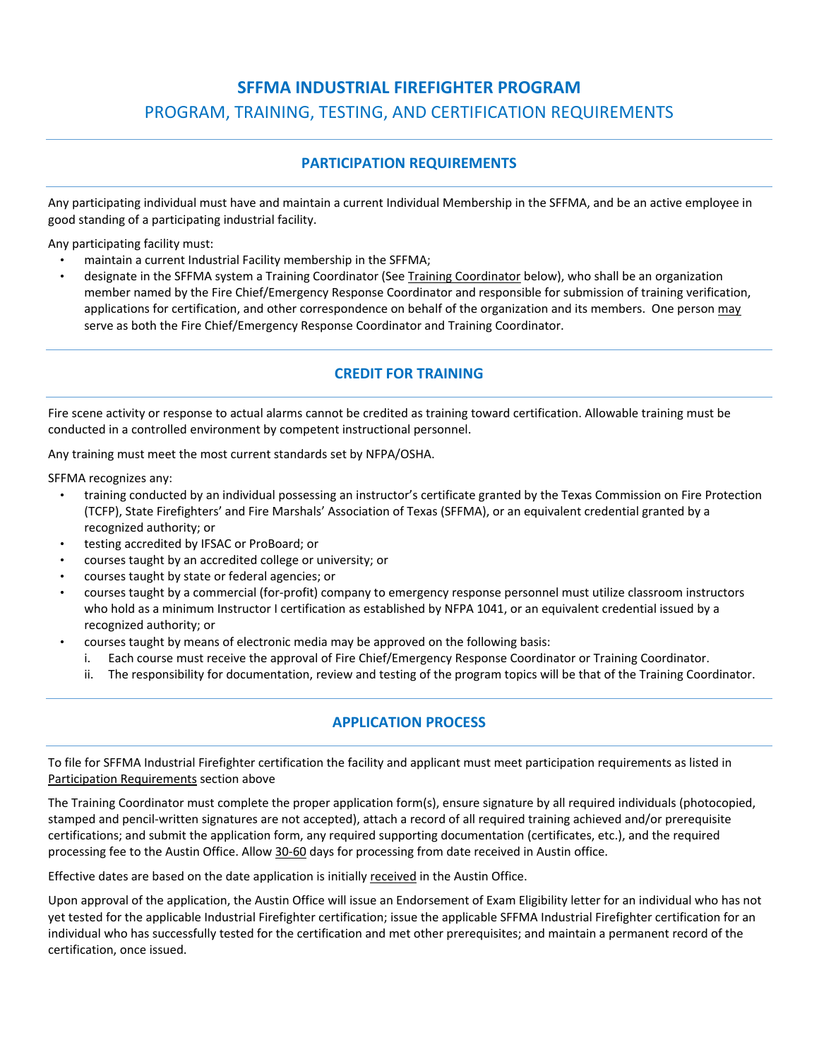# SFFMA INDUSTRIAL FIREFIGHTER PROGRAM

## PROGRAM, TRAINING, TESTING, AND CERTIFICATION REQUIREMENTS

### PARTICIPATION REQUIREMENTS

Any participating individual must have and maintain a current Individual Membership in the SFFMA, and be an active employee in good standing of a participating industrial facility.

Any participating facility must:

- maintain a current Industrial Facility membership in the SFFMA;
- designate in the SFFMA system a Training Coordinator (See Training Coordinator below), who shall be an organization member named by the Fire Chief/Emergency Response Coordinator and responsible for submission of training verification, applications for certification, and other correspondence on behalf of the organization and its members. One person may serve as both the Fire Chief/Emergency Response Coordinator and Training Coordinator.

### CREDIT FOR TRAINING

Fire scene activity or response to actual alarms cannot be credited as training toward certification. Allowable training must be conducted in a controlled environment by competent instructional personnel.

Any training must meet the most current standards set by NFPA/OSHA.

SFFMA recognizes any:

- training conducted by an individual possessing an instructor's certificate granted by the Texas Commission on Fire Protection (TCFP), State Firefighters' and Fire Marshals' Association of Texas (SFFMA), or an equivalent credential granted by a recognized authority; or
- testing accredited by IFSAC or ProBoard; or
- courses taught by an accredited college or university; or
- courses taught by state or federal agencies; or
- courses taught by a commercial (for-profit) company to emergency response personnel must utilize classroom instructors who hold as a minimum Instructor I certification as established by NFPA 1041, or an equivalent credential issued by a recognized authority; or
- courses taught by means of electronic media may be approved on the following basis:
  i. Each course must receive the approval of Fire Chief/Emergency Response Coordinator or Training Coordinator.
  ii. The responsibility for documentation, review and testing of the program topics will be that of the Training Coordinator.

### APPLICATION PROCESS

To file for SFFMA Industrial Firefighter certification the facility and applicant must meet participation requirements as listed in Participation Requirements section above

The Training Coordinator must complete the proper application form(s), ensure signature by all required individuals (photocopied, stamped and pencil-written signatures are not accepted), attach a record of all required training achieved and/or prerequisite certifications; and submit the application form, any required supporting documentation (certificates, etc.), and the required processing fee to the Austin Office. Allow 30-60 days for processing from date received in Austin office.

Effective dates are based on the date application is initially received in the Austin Office.

Upon approval of the application, the Austin Office will issue an Endorsement of Exam Eligibility letter for an individual who has not yet tested for the applicable Industrial Firefighter certification; issue the applicable SFFMA Industrial Firefighter certification for an individual who has successfully tested for the certification and met other prerequisites; and maintain a permanent record of the certification, once issued.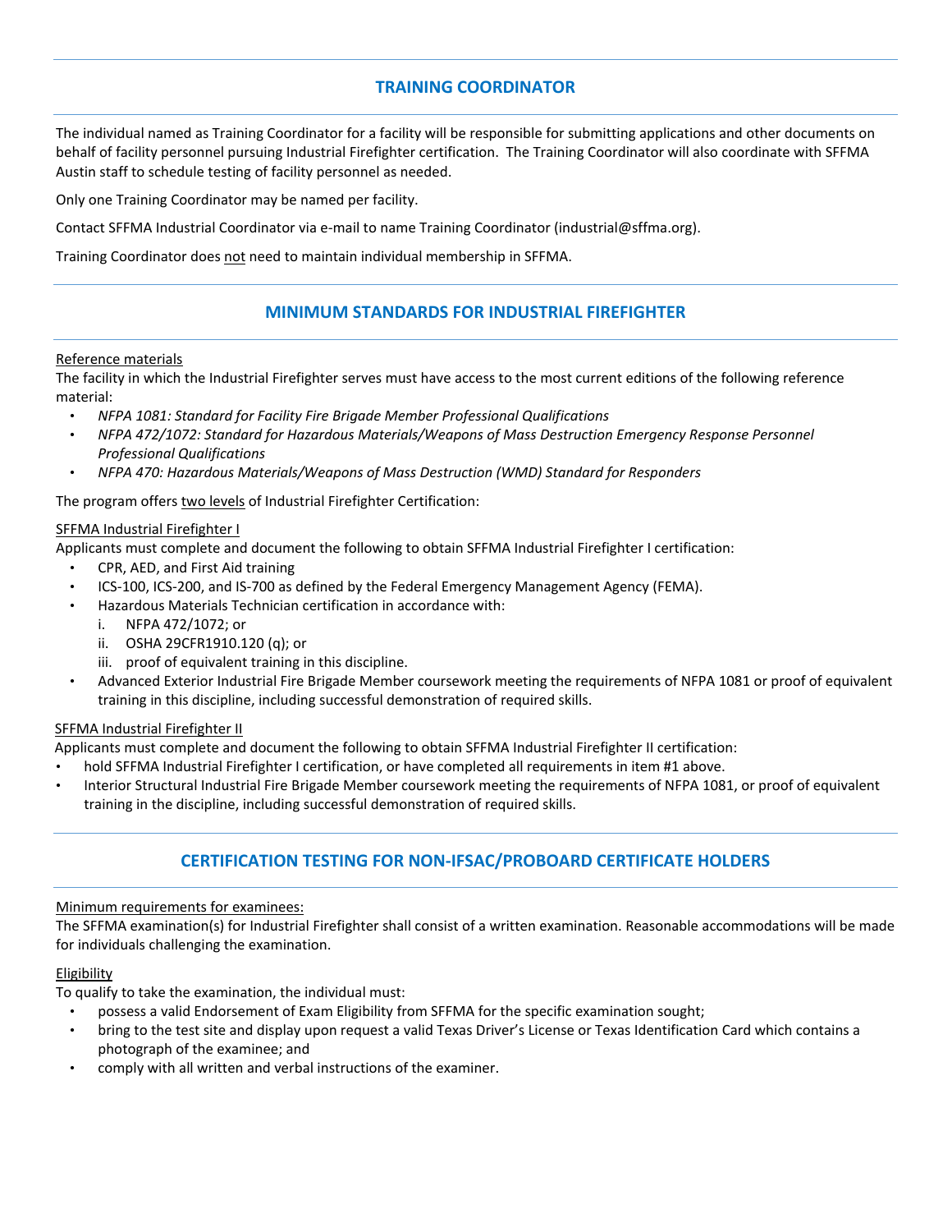## TRAINING COORDINATOR

The individual named as Training Coordinator for a facility will be responsible for submitting applications and other documents on behalf of facility personnel pursuing Industrial Firefighter certification. The Training Coordinator will also coordinate with SFFMA Austin staff to schedule testing of facility personnel as needed.

Only one Training Coordinator may be named per facility.

Contact SFFMA Industrial Coordinator via e-mail to name Training Coordinator (industrial@sffma.org).

Training Coordinator does not need to maintain individual membership in SFFMA.

## MINIMUM STANDARDS FOR INDUSTRIAL FIREFIGHTER

Reference materials

The facility in which the Industrial Firefighter serves must have access to the most current editions of the following reference material:

- *NFPA 1081: Standard for Facility Fire Brigade Member Professional Qualifications*
- *NFPA 472/1072: Standard for Hazardous Materials/Weapons of Mass Destruction Emergency Response Personnel Professional Qualifications*
- *NFPA 470: Hazardous Materials/Weapons of Mass Destruction (WMD) Standard for Responders*

The program offers two levels of Industrial Firefighter Certification:

SFFMA Industrial Firefighter I

Applicants must complete and document the following to obtain SFFMA Industrial Firefighter I certification:

- CPR, AED, and First Aid training
- ICS-100, ICS-200, and IS-700 as defined by the Federal Emergency Management Agency (FEMA).
- Hazardous Materials Technician certification in accordance with:
  i. NFPA 472/1072; or
  ii. OSHA 29CFR1910.120 (q); or
  iii. proof of equivalent training in this discipline.
- Advanced Exterior Industrial Fire Brigade Member coursework meeting the requirements of NFPA 1081 or proof of equivalent training in this discipline, including successful demonstration of required skills.

SFFMA Industrial Firefighter II

Applicants must complete and document the following to obtain SFFMA Industrial Firefighter II certification:

- hold SFFMA Industrial Firefighter I certification, or have completed all requirements in item #1 above.
- Interior Structural Industrial Fire Brigade Member coursework meeting the requirements of NFPA 1081, or proof of equivalent training in the discipline, including successful demonstration of required skills.

## CERTIFICATION TESTING FOR NON-IFSAC/PROBOARD CERTIFICATE HOLDERS

Minimum requirements for examinees:

The SFFMA examination(s) for Industrial Firefighter shall consist of a written examination. Reasonable accommodations will be made for individuals challenging the examination.

Eligibility

To qualify to take the examination, the individual must:

- possess a valid Endorsement of Exam Eligibility from SFFMA for the specific examination sought;
- bring to the test site and display upon request a valid Texas Driver's License or Texas Identification Card which contains a photograph of the examinee; and
- comply with all written and verbal instructions of the examiner.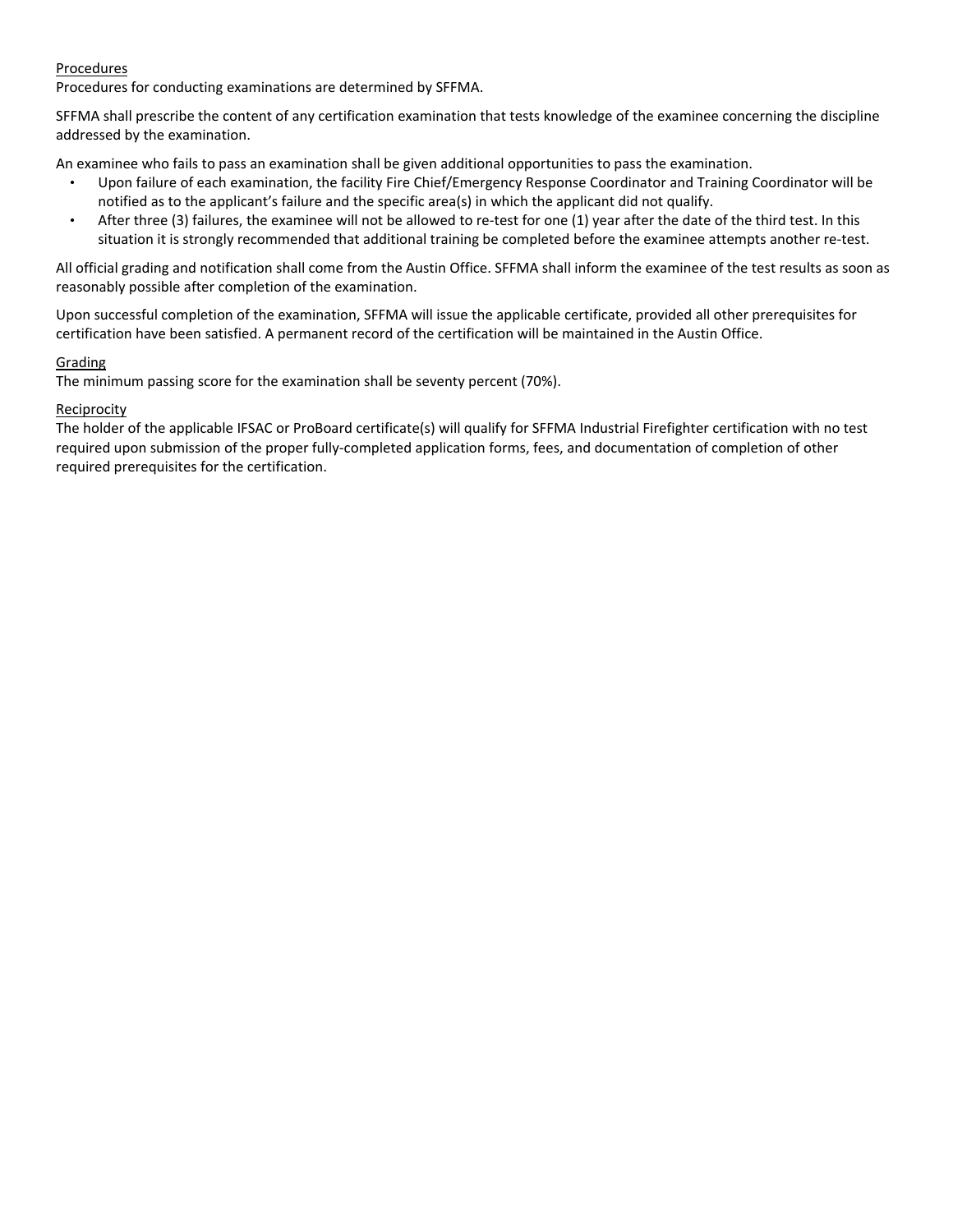<u>Procedures</u>

Procedures for conducting examinations are determined by SFFMA.

SFFMA shall prescribe the content of any certification examination that tests knowledge of the examinee concerning the discipline addressed by the examination.

An examinee who fails to pass an examination shall be given additional opportunities to pass the examination.

- Upon failure of each examination, the facility Fire Chief/Emergency Response Coordinator and Training Coordinator will be notified as to the applicant's failure and the specific area(s) in which the applicant did not qualify.
- After three (3) failures, the examinee will not be allowed to re-test for one (1) year after the date of the third test. In this situation it is strongly recommended that additional training be completed before the examinee attempts another re-test.

All official grading and notification shall come from the Austin Office. SFFMA shall inform the examinee of the test results as soon as reasonably possible after completion of the examination.

Upon successful completion of the examination, SFFMA will issue the applicable certificate, provided all other prerequisites for certification have been satisfied. A permanent record of the certification will be maintained in the Austin Office.

<u>Grading</u>

The minimum passing score for the examination shall be seventy percent (70%).

<u>Reciprocity</u>

The holder of the applicable IFSAC or ProBoard certificate(s) will qualify for SFFMA Industrial Firefighter certification with no test required upon submission of the proper fully-completed application forms, fees, and documentation of completion of other required prerequisites for the certification.